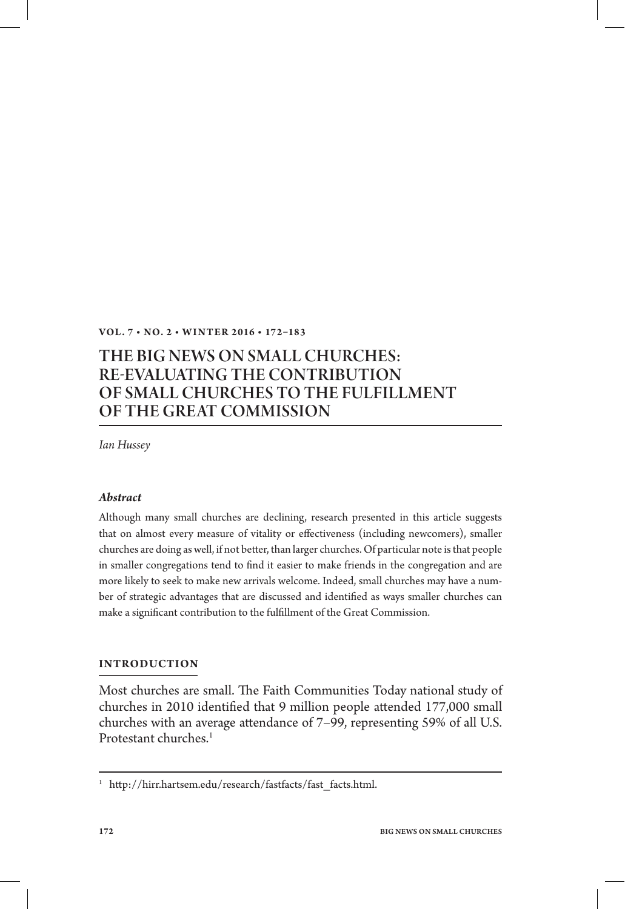# THE BIG NEWS ON SMALL CHURCHES: RE-EVALUATING THE CONTRIBUTION OF SMALL CHURCHES TO THE FULFILLMENT OF THE GREAT COMMISSION

*Ian Hussey*

### *Abstract*

Although many small churches are declining, research presented in this article suggests that on almost every measure of vitality or effectiveness (including newcomers), smaller churches are doing as well, if not better, than larger churches. Of particular note is that people in smaller congregations tend to find it easier to make friends in the congregation and are more likely to seek to make new arrivals welcome. Indeed, small churches may have a number of strategic advantages that are discussed and identified as ways smaller churches can make a significant contribution to the fulfillment of the Great Commission.

## INTRODUCTION

Most churches are small. The Faith Communities Today national study of churches in 2010 identified that 9 million people attended 177,000 small churches with an average attendance of 7–99, representing 59% of all U.S. Protestant churches.[1]

---

[1] http://hirr.hartsem.edu/research/fastfacts/fast_facts.html.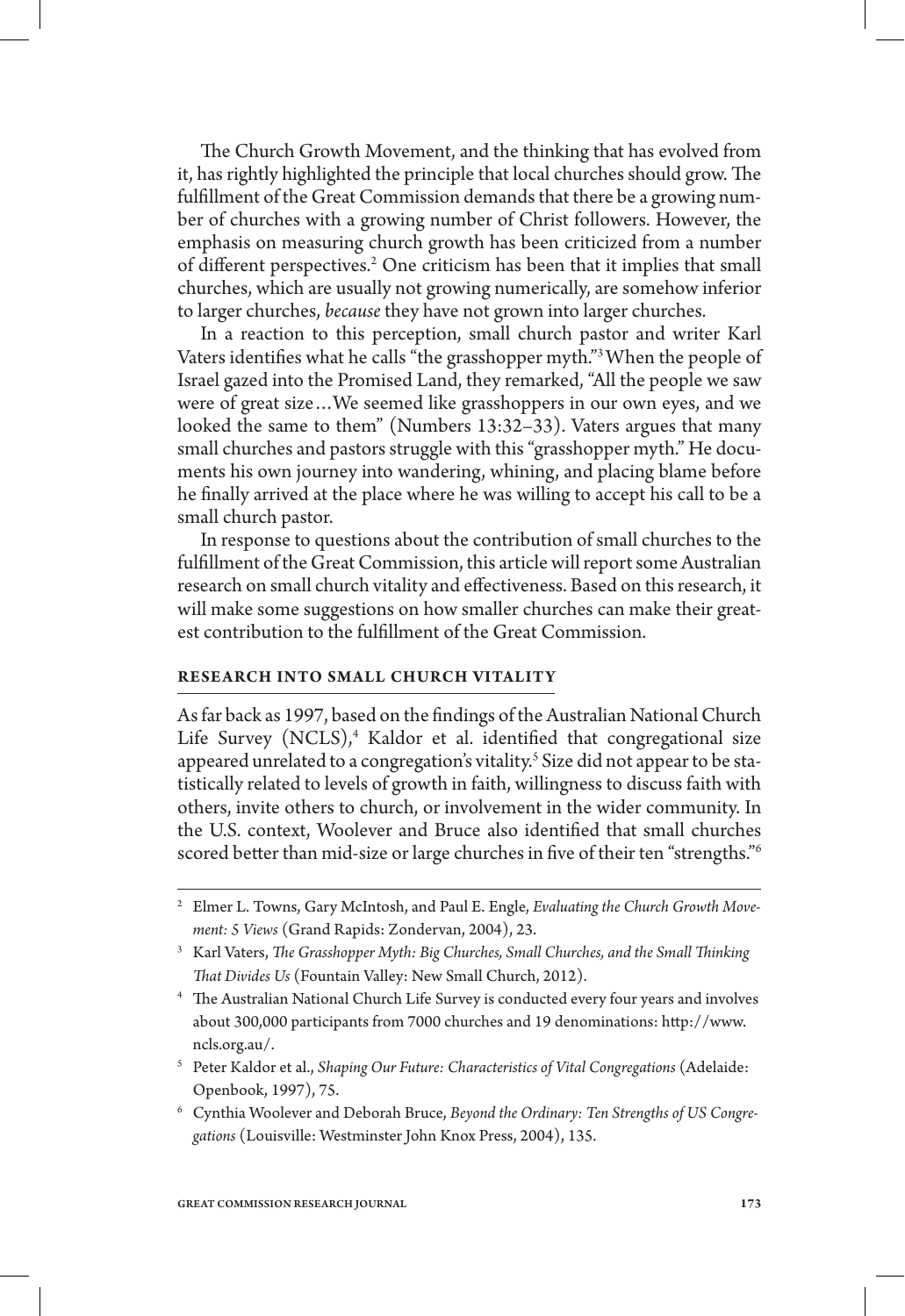The Church Growth Movement, and the thinking that has evolved from it, has rightly highlighted the principle that local churches should grow. The fulfillment of the Great Commission demands that there be a growing number of churches with a growing number of Christ followers. However, the emphasis on measuring church growth has been criticized from a number of different perspectives.[2] One criticism has been that it implies that small churches, which are usually not growing numerically, are somehow inferior to larger churches, *because* they have not grown into larger churches.

In a reaction to this perception, small church pastor and writer Karl Vaters identifies what he calls "the grasshopper myth."[3] When the people of Israel gazed into the Promised Land, they remarked, "All the people we saw were of great size…We seemed like grasshoppers in our own eyes, and we looked the same to them" (Numbers 13:32–33). Vaters argues that many small churches and pastors struggle with this "grasshopper myth." He documents his own journey into wandering, whining, and placing blame before he finally arrived at the place where he was willing to accept his call to be a small church pastor.

In response to questions about the contribution of small churches to the fulfillment of the Great Commission, this article will report some Australian research on small church vitality and effectiveness. Based on this research, it will make some suggestions on how smaller churches can make their greatest contribution to the fulfillment of the Great Commission.

## RESEARCH INTO SMALL CHURCH VITALITY

As far back as 1997, based on the findings of the Australian National Church Life Survey (NCLS),[4] Kaldor et al. identified that congregational size appeared unrelated to a congregation's vitality.[5] Size did not appear to be statistically related to levels of growth in faith, willingness to discuss faith with others, invite others to church, or involvement in the wider community. In the U.S. context, Woolever and Bruce also identified that small churches scored better than mid-size or large churches in five of their ten "strengths."[6]

---

[2] Elmer L. Towns, Gary McIntosh, and Paul E. Engle, *Evaluating the Church Growth Movement: 5 Views* (Grand Rapids: Zondervan, 2004), 23.

[3] Karl Vaters, *The Grasshopper Myth: Big Churches, Small Churches, and the Small Thinking That Divides Us* (Fountain Valley: New Small Church, 2012).

[4] The Australian National Church Life Survey is conducted every four years and involves about 300,000 participants from 7000 churches and 19 denominations: http://www.ncls.org.au/.

[5] Peter Kaldor et al., *Shaping Our Future: Characteristics of Vital Congregations* (Adelaide: Openbook, 1997), 75.

[6] Cynthia Woolever and Deborah Bruce, *Beyond the Ordinary: Ten Strengths of US Congregations* (Louisville: Westminster John Knox Press, 2004), 135.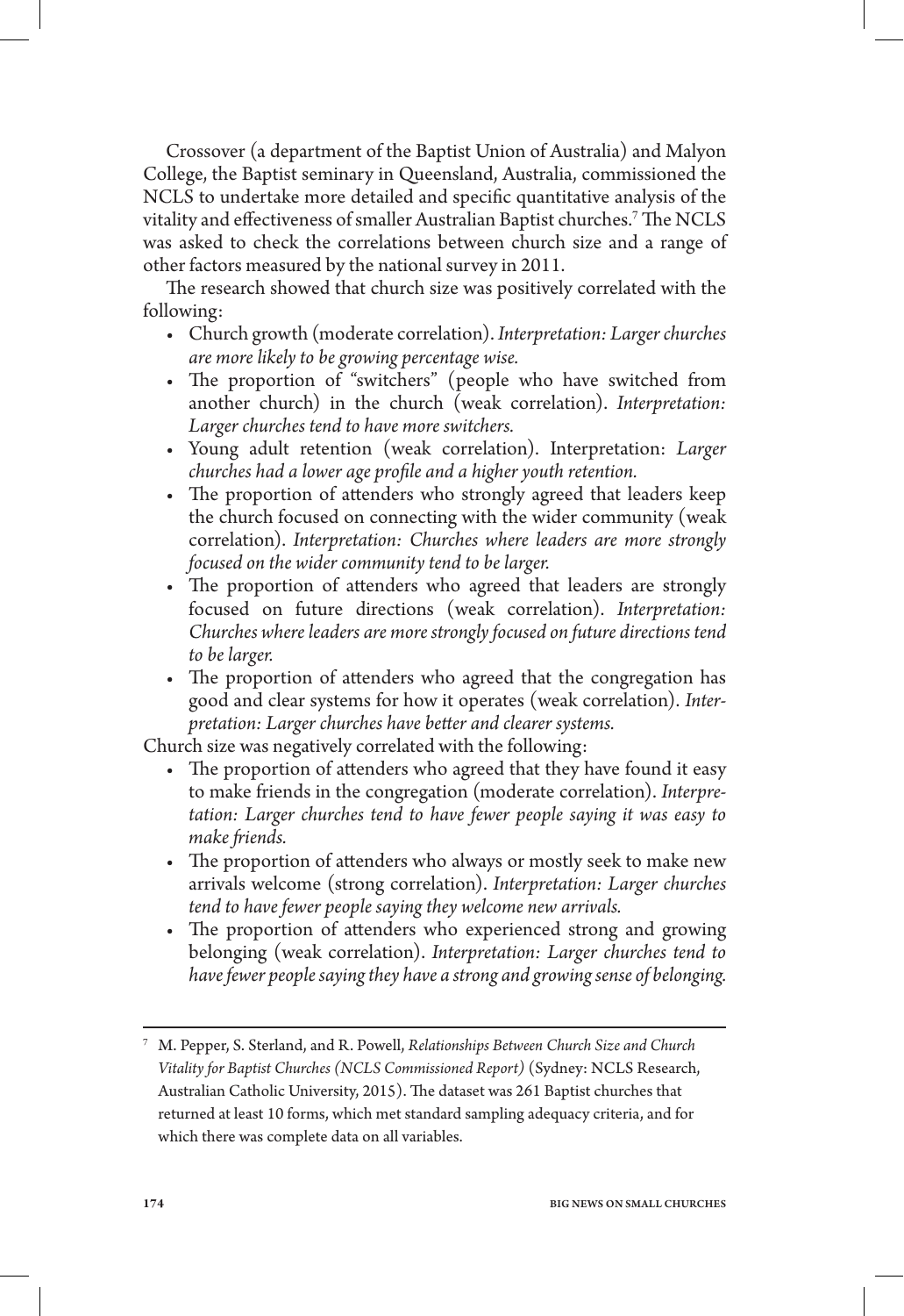Crossover (a department of the Baptist Union of Australia) and Malyon College, the Baptist seminary in Queensland, Australia, commissioned the NCLS to undertake more detailed and specific quantitative analysis of the vitality and effectiveness of smaller Australian Baptist churches.[7] The NCLS was asked to check the correlations between church size and a range of other factors measured by the national survey in 2011.

The research showed that church size was positively correlated with the following:

- Church growth (moderate correlation). *Interpretation: Larger churches are more likely to be growing percentage wise.*
- The proportion of "switchers" (people who have switched from another church) in the church (weak correlation). *Interpretation: Larger churches tend to have more switchers.*
- Young adult retention (weak correlation). Interpretation: *Larger churches had a lower age profile and a higher youth retention.*
- The proportion of attenders who strongly agreed that leaders keep the church focused on connecting with the wider community (weak correlation). *Interpretation: Churches where leaders are more strongly focused on the wider community tend to be larger.*
- The proportion of attenders who agreed that leaders are strongly focused on future directions (weak correlation). *Interpretation: Churches where leaders are more strongly focused on future directions tend to be larger.*
- The proportion of attenders who agreed that the congregation has good and clear systems for how it operates (weak correlation). *Interpretation: Larger churches have better and clearer systems.*

Church size was negatively correlated with the following:

- The proportion of attenders who agreed that they have found it easy to make friends in the congregation (moderate correlation). *Interpretation: Larger churches tend to have fewer people saying it was easy to make friends.*
- The proportion of attenders who always or mostly seek to make new arrivals welcome (strong correlation). *Interpretation: Larger churches tend to have fewer people saying they welcome new arrivals.*
- The proportion of attenders who experienced strong and growing belonging (weak correlation). *Interpretation: Larger churches tend to have fewer people saying they have a strong and growing sense of belonging.*

---

[7] M. Pepper, S. Sterland, and R. Powell, *Relationships Between Church Size and Church Vitality for Baptist Churches (NCLS Commissioned Report)* (Sydney: NCLS Research, Australian Catholic University, 2015). The dataset was 261 Baptist churches that returned at least 10 forms, which met standard sampling adequacy criteria, and for which there was complete data on all variables.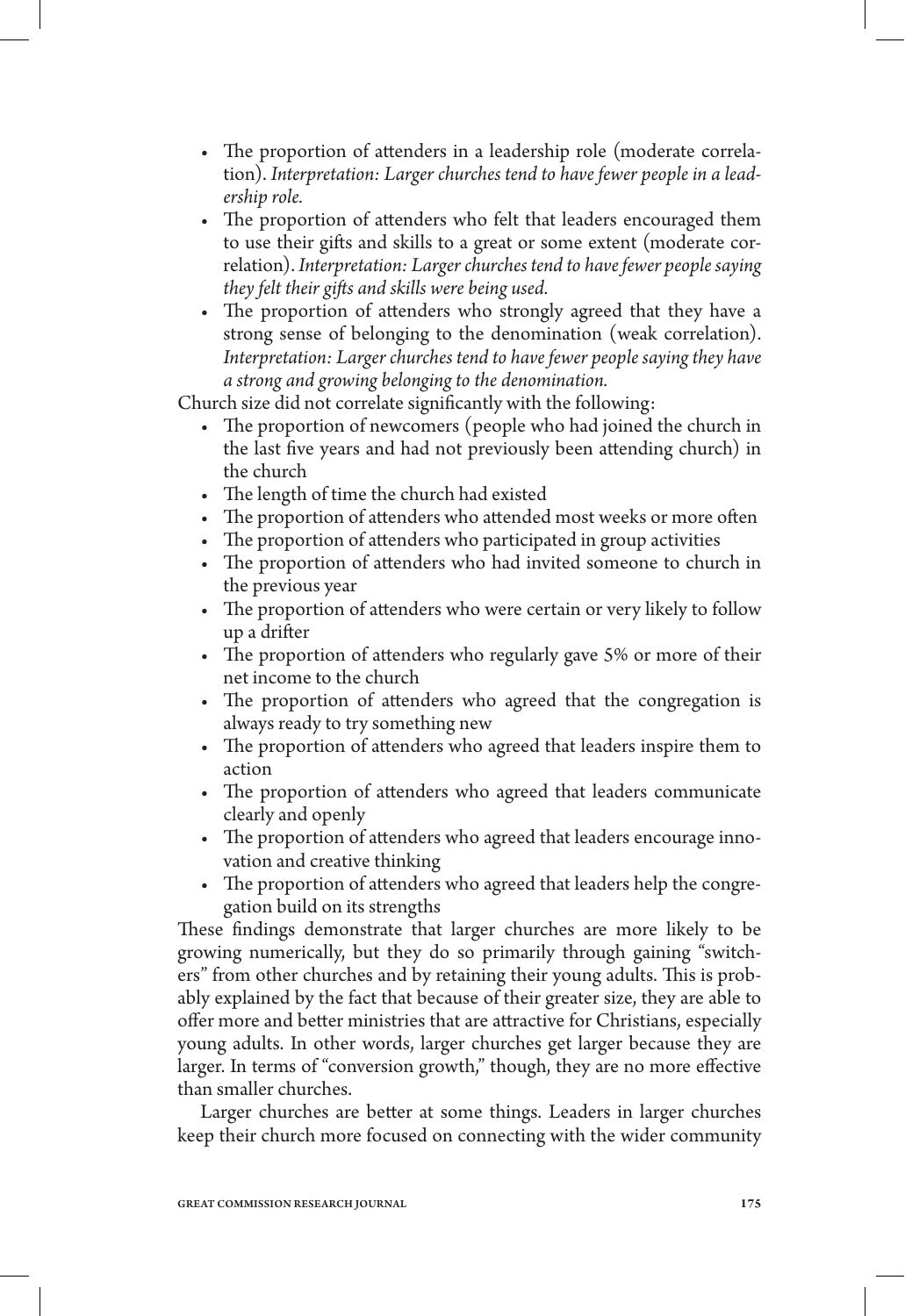- The proportion of attenders in a leadership role (moderate correlation). *Interpretation: Larger churches tend to have fewer people in a leadership role.*
- The proportion of attenders who felt that leaders encouraged them to use their gifts and skills to a great or some extent (moderate correlation). *Interpretation: Larger churches tend to have fewer people saying they felt their gifts and skills were being used.*
- The proportion of attenders who strongly agreed that they have a strong sense of belonging to the denomination (weak correlation). *Interpretation: Larger churches tend to have fewer people saying they have a strong and growing belonging to the denomination.*

Church size did not correlate significantly with the following:

- The proportion of newcomers (people who had joined the church in the last five years and had not previously been attending church) in the church
- The length of time the church had existed
- The proportion of attenders who attended most weeks or more often
- The proportion of attenders who participated in group activities
- The proportion of attenders who had invited someone to church in the previous year
- The proportion of attenders who were certain or very likely to follow up a drifter
- The proportion of attenders who regularly gave 5% or more of their net income to the church
- The proportion of attenders who agreed that the congregation is always ready to try something new
- The proportion of attenders who agreed that leaders inspire them to action
- The proportion of attenders who agreed that leaders communicate clearly and openly
- The proportion of attenders who agreed that leaders encourage innovation and creative thinking
- The proportion of attenders who agreed that leaders help the congregation build on its strengths

These findings demonstrate that larger churches are more likely to be growing numerically, but they do so primarily through gaining "switchers" from other churches and by retaining their young adults. This is probably explained by the fact that because of their greater size, they are able to offer more and better ministries that are attractive for Christians, especially young adults. In other words, larger churches get larger because they are larger. In terms of "conversion growth," though, they are no more effective than smaller churches.

Larger churches are better at some things. Leaders in larger churches keep their church more focused on connecting with the wider community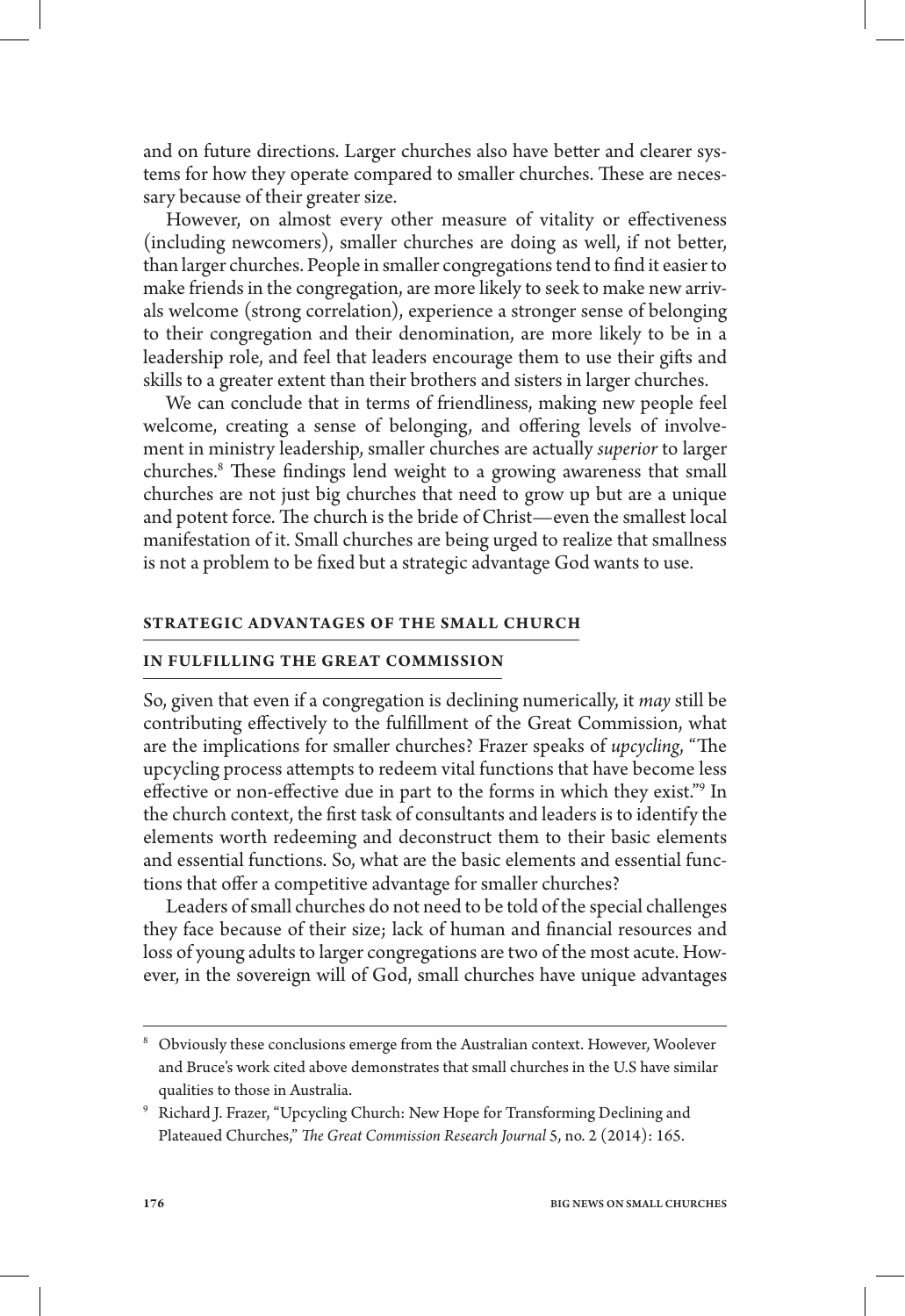and on future directions. Larger churches also have better and clearer systems for how they operate compared to smaller churches. These are necessary because of their greater size.

However, on almost every other measure of vitality or effectiveness (including newcomers), smaller churches are doing as well, if not better, than larger churches. People in smaller congregations tend to find it easier to make friends in the congregation, are more likely to seek to make new arrivals welcome (strong correlation), experience a stronger sense of belonging to their congregation and their denomination, are more likely to be in a leadership role, and feel that leaders encourage them to use their gifts and skills to a greater extent than their brothers and sisters in larger churches.

We can conclude that in terms of friendliness, making new people feel welcome, creating a sense of belonging, and offering levels of involvement in ministry leadership, smaller churches are actually *superior* to larger churches.[8] These findings lend weight to a growing awareness that small churches are not just big churches that need to grow up but are a unique and potent force. The church is the bride of Christ—even the smallest local manifestation of it. Small churches are being urged to realize that smallness is not a problem to be fixed but a strategic advantage God wants to use.

## STRATEGIC ADVANTAGES OF THE SMALL CHURCH IN FULFILLING THE GREAT COMMISSION

So, given that even if a congregation is declining numerically, it *may* still be contributing effectively to the fulfillment of the Great Commission, what are the implications for smaller churches? Frazer speaks of *upcycling*, "The upcycling process attempts to redeem vital functions that have become less effective or non-effective due in part to the forms in which they exist."[9] In the church context, the first task of consultants and leaders is to identify the elements worth redeeming and deconstruct them to their basic elements and essential functions. So, what are the basic elements and essential functions that offer a competitive advantage for smaller churches?

Leaders of small churches do not need to be told of the special challenges they face because of their size; lack of human and financial resources and loss of young adults to larger congregations are two of the most acute. However, in the sovereign will of God, small churches have unique advantages

[8] Obviously these conclusions emerge from the Australian context. However, Woolever and Bruce's work cited above demonstrates that small churches in the U.S have similar qualities to those in Australia.

[9] Richard J. Frazer, "Upcycling Church: New Hope for Transforming Declining and Plateaued Churches," *The Great Commission Research Journal* 5, no. 2 (2014): 165.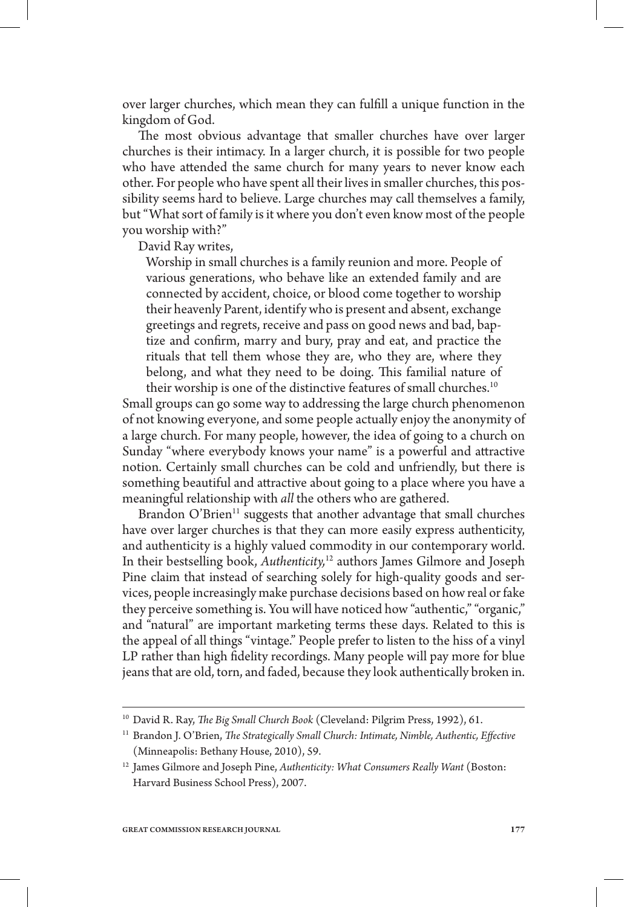over larger churches, which mean they can fulfill a unique function in the kingdom of God.

The most obvious advantage that smaller churches have over larger churches is their intimacy. In a larger church, it is possible for two people who have attended the same church for many years to never know each other. For people who have spent all their lives in smaller churches, this possibility seems hard to believe. Large churches may call themselves a family, but "What sort of family is it where you don't even know most of the people you worship with?"

David Ray writes,

> Worship in small churches is a family reunion and more. People of various generations, who behave like an extended family and are connected by accident, choice, or blood come together to worship their heavenly Parent, identify who is present and absent, exchange greetings and regrets, receive and pass on good news and bad, baptize and confirm, marry and bury, pray and eat, and practice the rituals that tell them whose they are, who they are, where they belong, and what they need to be doing. This familial nature of their worship is one of the distinctive features of small churches.[10]

Small groups can go some way to addressing the large church phenomenon of not knowing everyone, and some people actually enjoy the anonymity of a large church. For many people, however, the idea of going to a church on Sunday "where everybody knows your name" is a powerful and attractive notion. Certainly small churches can be cold and unfriendly, but there is something beautiful and attractive about going to a place where you have a meaningful relationship with *all* the others who are gathered.

Brandon O'Brien[11] suggests that another advantage that small churches have over larger churches is that they can more easily express authenticity, and authenticity is a highly valued commodity in our contemporary world. In their bestselling book, *Authenticity,*[12] authors James Gilmore and Joseph Pine claim that instead of searching solely for high-quality goods and services, people increasingly make purchase decisions based on how real or fake they perceive something is. You will have noticed how "authentic," "organic," and "natural" are important marketing terms these days. Related to this is the appeal of all things "vintage." People prefer to listen to the hiss of a vinyl LP rather than high fidelity recordings. Many people will pay more for blue jeans that are old, torn, and faded, because they look authentically broken in.

---

[10] David R. Ray, *The Big Small Church Book* (Cleveland: Pilgrim Press, 1992), 61.

[11] Brandon J. O'Brien, *The Strategically Small Church: Intimate, Nimble, Authentic, Effective* (Minneapolis: Bethany House, 2010), 59.

[12] James Gilmore and Joseph Pine, *Authenticity: What Consumers Really Want* (Boston: Harvard Business School Press), 2007.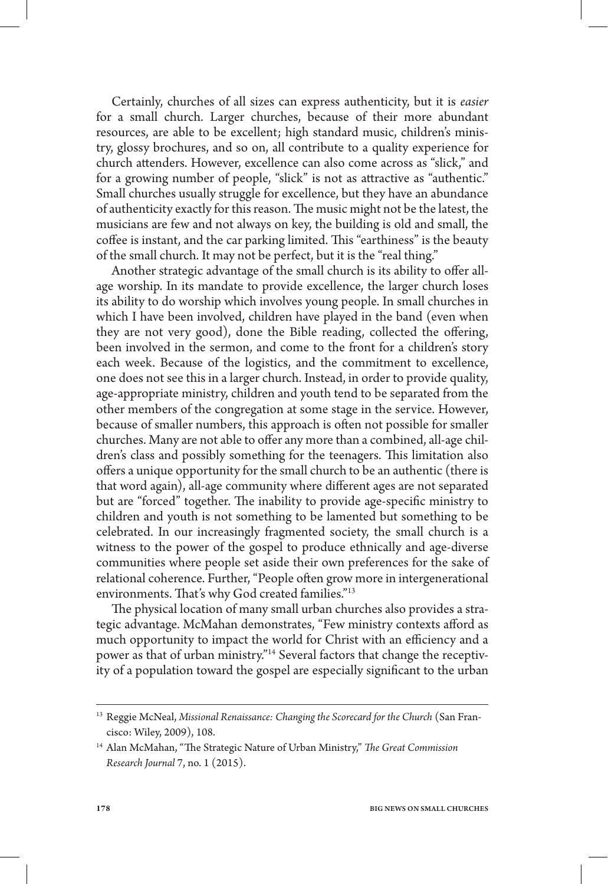Certainly, churches of all sizes can express authenticity, but it is *easier* for a small church. Larger churches, because of their more abundant resources, are able to be excellent; high standard music, children's ministry, glossy brochures, and so on, all contribute to a quality experience for church attenders. However, excellence can also come across as "slick," and for a growing number of people, "slick" is not as attractive as "authentic." Small churches usually struggle for excellence, but they have an abundance of authenticity exactly for this reason. The music might not be the latest, the musicians are few and not always on key, the building is old and small, the coffee is instant, and the car parking limited. This "earthiness" is the beauty of the small church. It may not be perfect, but it is the "real thing."

Another strategic advantage of the small church is its ability to offer all-age worship. In its mandate to provide excellence, the larger church loses its ability to do worship which involves young people. In small churches in which I have been involved, children have played in the band (even when they are not very good), done the Bible reading, collected the offering, been involved in the sermon, and come to the front for a children's story each week. Because of the logistics, and the commitment to excellence, one does not see this in a larger church. Instead, in order to provide quality, age-appropriate ministry, children and youth tend to be separated from the other members of the congregation at some stage in the service. However, because of smaller numbers, this approach is often not possible for smaller churches. Many are not able to offer any more than a combined, all-age children's class and possibly something for the teenagers. This limitation also offers a unique opportunity for the small church to be an authentic (there is that word again), all-age community where different ages are not separated but are "forced" together. The inability to provide age-specific ministry to children and youth is not something to be lamented but something to be celebrated. In our increasingly fragmented society, the small church is a witness to the power of the gospel to produce ethnically and age-diverse communities where people set aside their own preferences for the sake of relational coherence. Further, "People often grow more in intergenerational environments. That's why God created families."[13]

The physical location of many small urban churches also provides a strategic advantage. McMahan demonstrates, "Few ministry contexts afford as much opportunity to impact the world for Christ with an efficiency and a power as that of urban ministry."[14] Several factors that change the receptivity of a population toward the gospel are especially significant to the urban

---

[13] Reggie McNeal, *Missional Renaissance: Changing the Scorecard for the Church* (San Francisco: Wiley, 2009), 108.

[14] Alan McMahan, "The Strategic Nature of Urban Ministry," *The Great Commission Research Journal* 7, no. 1 (2015).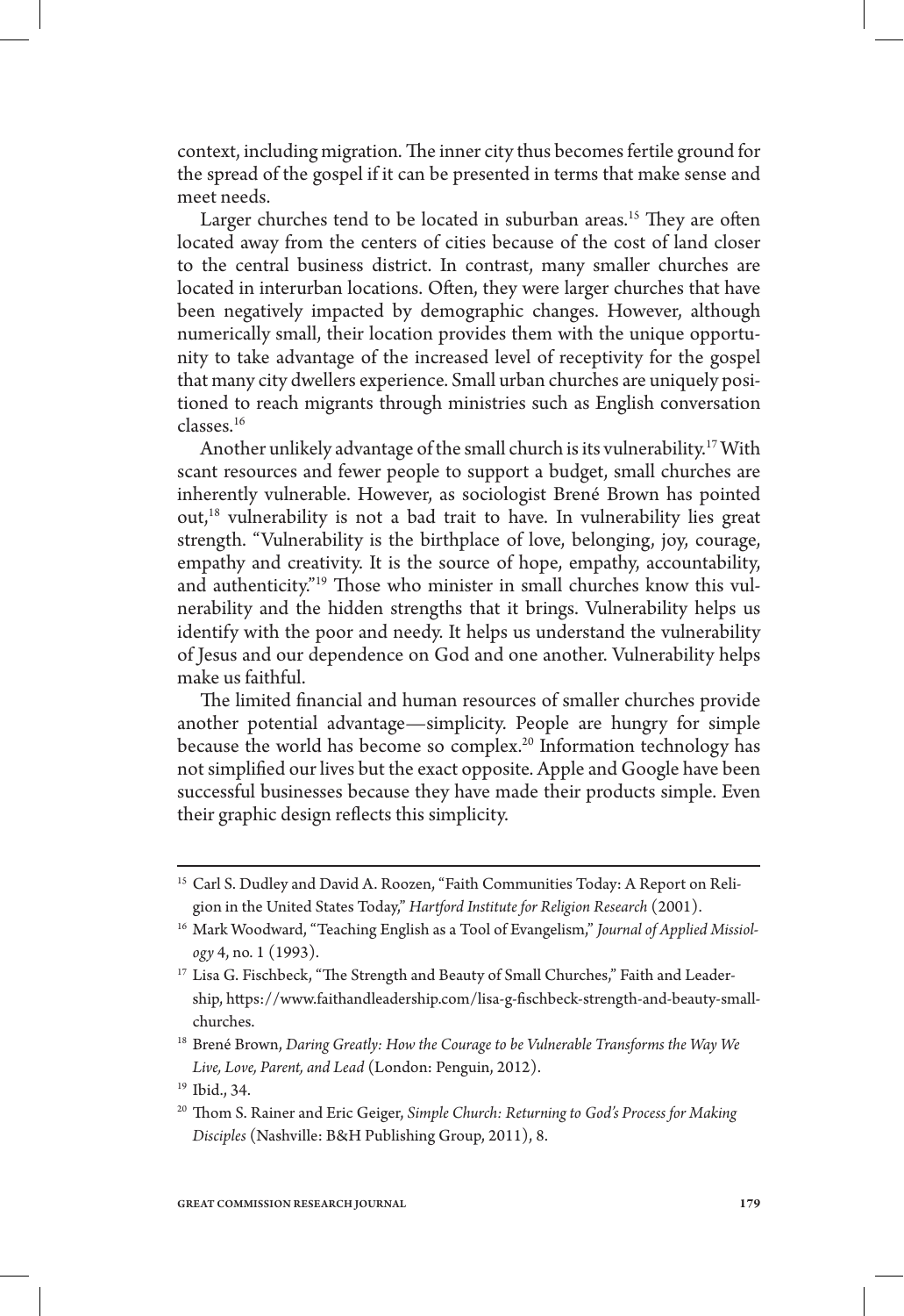context, including migration. The inner city thus becomes fertile ground for the spread of the gospel if it can be presented in terms that make sense and meet needs.

Larger churches tend to be located in suburban areas.[15] They are often located away from the centers of cities because of the cost of land closer to the central business district. In contrast, many smaller churches are located in interurban locations. Often, they were larger churches that have been negatively impacted by demographic changes. However, although numerically small, their location provides them with the unique opportunity to take advantage of the increased level of receptivity for the gospel that many city dwellers experience. Small urban churches are uniquely positioned to reach migrants through ministries such as English conversation classes.[16]

Another unlikely advantage of the small church is its vulnerability.[17] With scant resources and fewer people to support a budget, small churches are inherently vulnerable. However, as sociologist Brené Brown has pointed out,[18] vulnerability is not a bad trait to have. In vulnerability lies great strength. "Vulnerability is the birthplace of love, belonging, joy, courage, empathy and creativity. It is the source of hope, empathy, accountability, and authenticity."[19] Those who minister in small churches know this vulnerability and the hidden strengths that it brings. Vulnerability helps us identify with the poor and needy. It helps us understand the vulnerability of Jesus and our dependence on God and one another. Vulnerability helps make us faithful.

The limited financial and human resources of smaller churches provide another potential advantage—simplicity. People are hungry for simple because the world has become so complex.[20] Information technology has not simplified our lives but the exact opposite. Apple and Google have been successful businesses because they have made their products simple. Even their graphic design reflects this simplicity.

---

[15] Carl S. Dudley and David A. Roozen, "Faith Communities Today: A Report on Religion in the United States Today," *Hartford Institute for Religion Research* (2001).

[16] Mark Woodward, "Teaching English as a Tool of Evangelism," *Journal of Applied Missiology* 4, no. 1 (1993).

[17] Lisa G. Fischbeck, "The Strength and Beauty of Small Churches," Faith and Leadership, https://www.faithandleadership.com/lisa-g-fischbeck-strength-and-beauty-small-churches.

[18] Brené Brown, *Daring Greatly: How the Courage to be Vulnerable Transforms the Way We Live, Love, Parent, and Lead* (London: Penguin, 2012).

[19] Ibid., 34.

[20] Thom S. Rainer and Eric Geiger, *Simple Church: Returning to God's Process for Making Disciples* (Nashville: B&H Publishing Group, 2011), 8.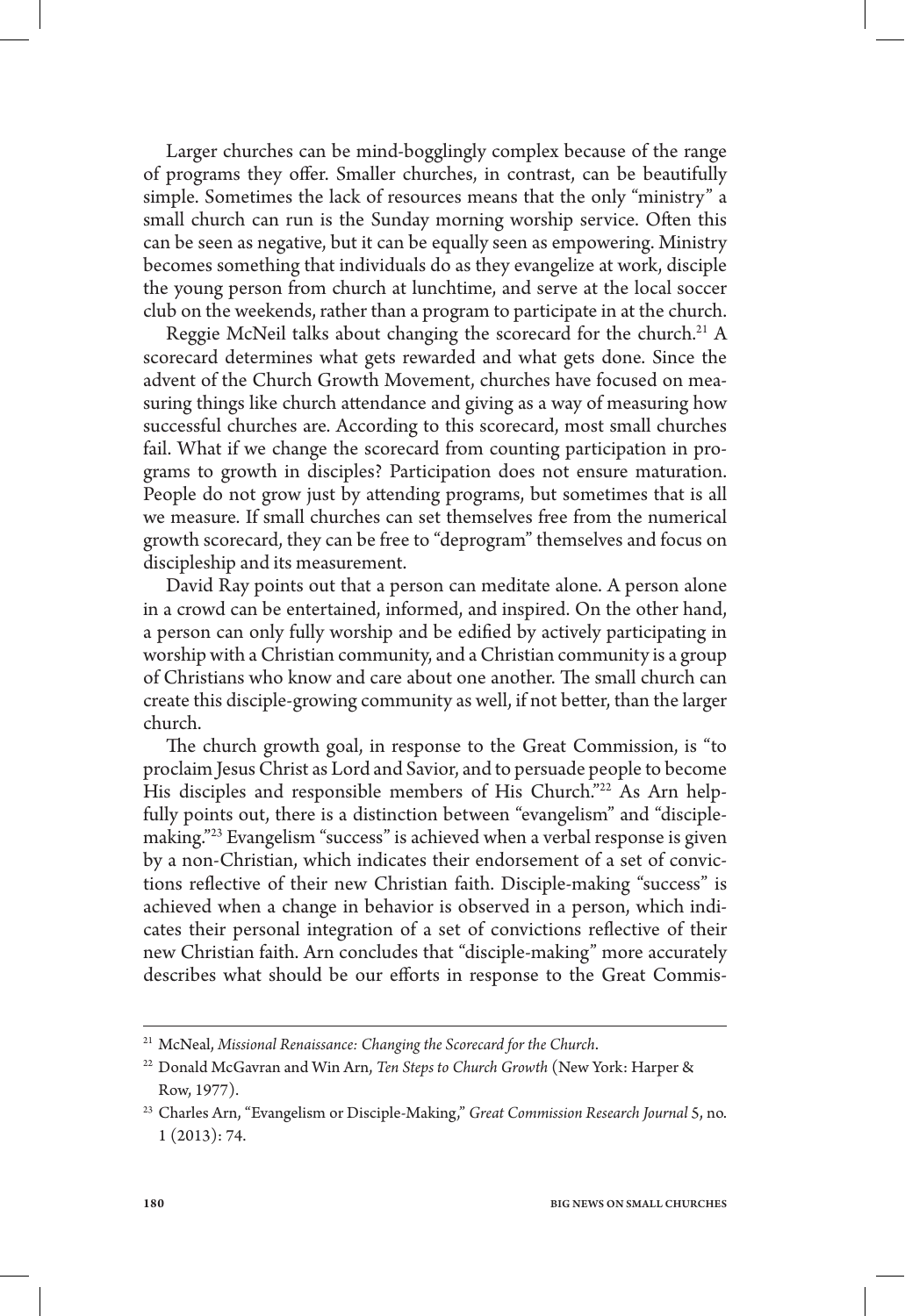Larger churches can be mind-bogglingly complex because of the range of programs they offer. Smaller churches, in contrast, can be beautifully simple. Sometimes the lack of resources means that the only "ministry" a small church can run is the Sunday morning worship service. Often this can be seen as negative, but it can be equally seen as empowering. Ministry becomes something that individuals do as they evangelize at work, disciple the young person from church at lunchtime, and serve at the local soccer club on the weekends, rather than a program to participate in at the church.

Reggie McNeil talks about changing the scorecard for the church.[21] A scorecard determines what gets rewarded and what gets done. Since the advent of the Church Growth Movement, churches have focused on measuring things like church attendance and giving as a way of measuring how successful churches are. According to this scorecard, most small churches fail. What if we change the scorecard from counting participation in programs to growth in disciples? Participation does not ensure maturation. People do not grow just by attending programs, but sometimes that is all we measure. If small churches can set themselves free from the numerical growth scorecard, they can be free to "deprogram" themselves and focus on discipleship and its measurement.

David Ray points out that a person can meditate alone. A person alone in a crowd can be entertained, informed, and inspired. On the other hand, a person can only fully worship and be edified by actively participating in worship with a Christian community, and a Christian community is a group of Christians who know and care about one another. The small church can create this disciple-growing community as well, if not better, than the larger church.

The church growth goal, in response to the Great Commission, is "to proclaim Jesus Christ as Lord and Savior, and to persuade people to become His disciples and responsible members of His Church."[22] As Arn helpfully points out, there is a distinction between "evangelism" and "disciple-making."[23] Evangelism "success" is achieved when a verbal response is given by a non-Christian, which indicates their endorsement of a set of convictions reflective of their new Christian faith. Disciple-making "success" is achieved when a change in behavior is observed in a person, which indicates their personal integration of a set of convictions reflective of their new Christian faith. Arn concludes that "disciple-making" more accurately describes what should be our efforts in response to the Great Commis-

---

[21] McNeal, *Missional Renaissance: Changing the Scorecard for the Church*.

[22] Donald McGavran and Win Arn, *Ten Steps to Church Growth* (New York: Harper & Row, 1977).

[23] Charles Arn, "Evangelism or Disciple-Making," *Great Commission Research Journal* 5, no. 1 (2013): 74.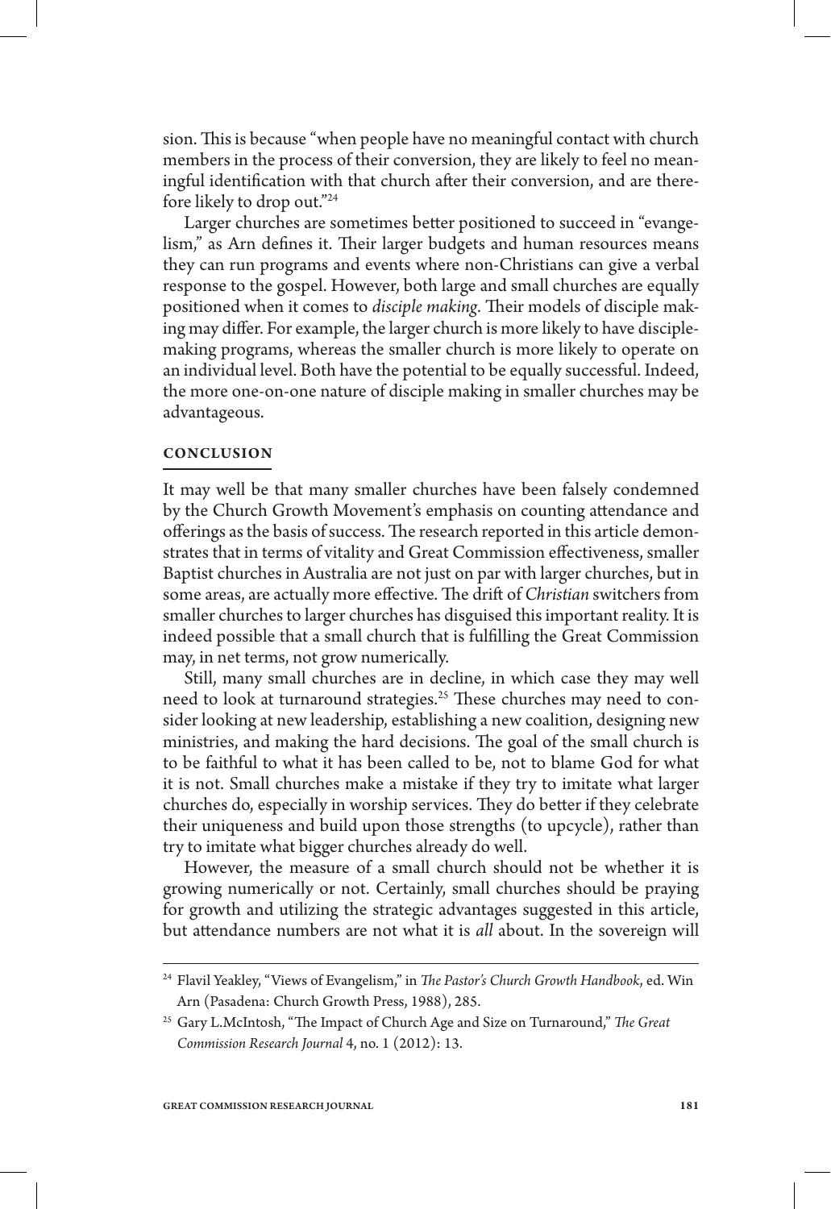sion. This is because "when people have no meaningful contact with church members in the process of their conversion, they are likely to feel no meaningful identification with that church after their conversion, and are therefore likely to drop out."[24]

Larger churches are sometimes better positioned to succeed in "evangelism," as Arn defines it. Their larger budgets and human resources means they can run programs and events where non-Christians can give a verbal response to the gospel. However, both large and small churches are equally positioned when it comes to *disciple making*. Their models of disciple making may differ. For example, the larger church is more likely to have disciple-making programs, whereas the smaller church is more likely to operate on an individual level. Both have the potential to be equally successful. Indeed, the more one-on-one nature of disciple making in smaller churches may be advantageous.

## CONCLUSION

It may well be that many smaller churches have been falsely condemned by the Church Growth Movement's emphasis on counting attendance and offerings as the basis of success. The research reported in this article demonstrates that in terms of vitality and Great Commission effectiveness, smaller Baptist churches in Australia are not just on par with larger churches, but in some areas, are actually more effective. The drift of *Christian* switchers from smaller churches to larger churches has disguised this important reality. It is indeed possible that a small church that is fulfilling the Great Commission may, in net terms, not grow numerically.

Still, many small churches are in decline, in which case they may well need to look at turnaround strategies.[25] These churches may need to consider looking at new leadership, establishing a new coalition, designing new ministries, and making the hard decisions. The goal of the small church is to be faithful to what it has been called to be, not to blame God for what it is not. Small churches make a mistake if they try to imitate what larger churches do, especially in worship services. They do better if they celebrate their uniqueness and build upon those strengths (to upcycle), rather than try to imitate what bigger churches already do well.

However, the measure of a small church should not be whether it is growing numerically or not. Certainly, small churches should be praying for growth and utilizing the strategic advantages suggested in this article, but attendance numbers are not what it is *all* about. In the sovereign will

---

[24] Flavil Yeakley, "Views of Evangelism," in *The Pastor's Church Growth Handbook*, ed. Win Arn (Pasadena: Church Growth Press, 1988), 285.

[25] Gary L.McIntosh, "The Impact of Church Age and Size on Turnaround," *The Great Commission Research Journal* 4, no. 1 (2012): 13.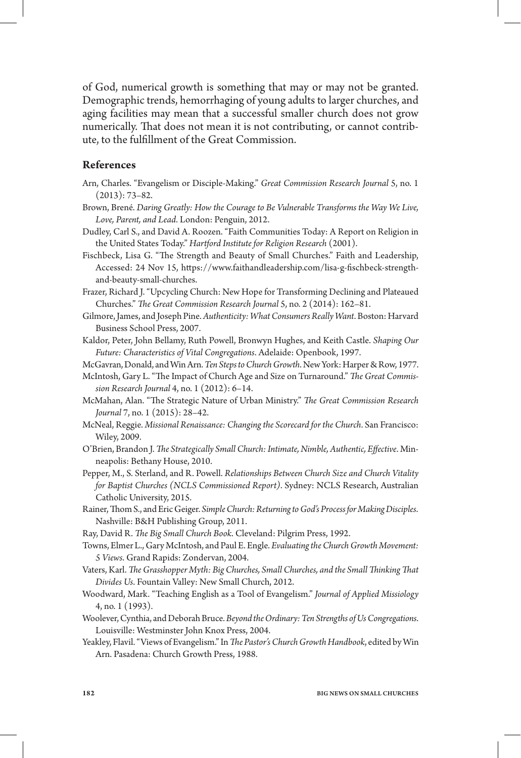of God, numerical growth is something that may or may not be granted. Demographic trends, hemorrhaging of young adults to larger churches, and aging facilities may mean that a successful smaller church does not grow numerically. That does not mean it is not contributing, or cannot contribute, to the fulfillment of the Great Commission.

## References

Arn, Charles. "Evangelism or Disciple-Making." *Great Commission Research Journal* 5, no. 1 (2013): 73–82.

Brown, Brené. *Daring Greatly: How the Courage to Be Vulnerable Transforms the Way We Live, Love, Parent, and Lead*. London: Penguin, 2012.

Dudley, Carl S., and David A. Roozen. "Faith Communities Today: A Report on Religion in the United States Today." *Hartford Institute for Religion Research* (2001).

Fischbeck, Lisa G. "The Strength and Beauty of Small Churches." Faith and Leadership, Accessed: 24 Nov 15, https://www.faithandleadership.com/lisa-g-fischbeck-strength-and-beauty-small-churches.

Frazer, Richard J. "Upcycling Church: New Hope for Transforming Declining and Plateaued Churches." *The Great Commission Research Journal* 5, no. 2 (2014): 162–81.

Gilmore, James, and Joseph Pine. *Authenticity: What Consumers Really Want*. Boston: Harvard Business School Press, 2007.

Kaldor, Peter, John Bellamy, Ruth Powell, Bronwyn Hughes, and Keith Castle. *Shaping Our Future: Characteristics of Vital Congregations*. Adelaide: Openbook, 1997.

McGavran, Donald, and Win Arn. *Ten Steps to Church Growth*. New York: Harper & Row, 1977.

McIntosh, Gary L. "The Impact of Church Age and Size on Turnaround." *The Great Commission Research Journal* 4, no. 1 (2012): 6–14.

McMahan, Alan. "The Strategic Nature of Urban Ministry." *The Great Commission Research Journal* 7, no. 1 (2015): 28–42.

McNeal, Reggie. *Missional Renaissance: Changing the Scorecard for the Church*. San Francisco: Wiley, 2009.

O'Brien, Brandon J. *The Strategically Small Church: Intimate, Nimble, Authentic, Effective*. Minneapolis: Bethany House, 2010.

Pepper, M., S. Sterland, and R. Powell. *Relationships Between Church Size and Church Vitality for Baptist Churches (NCLS Commissioned Report)*. Sydney: NCLS Research, Australian Catholic University, 2015.

Rainer, Thom S., and Eric Geiger. *Simple Church: Returning to God's Process for Making Disciples*. Nashville: B&H Publishing Group, 2011.

Ray, David R. *The Big Small Church Book*. Cleveland: Pilgrim Press, 1992.

Towns, Elmer L., Gary McIntosh, and Paul E. Engle. *Evaluating the Church Growth Movement: 5 Views*. Grand Rapids: Zondervan, 2004.

Vaters, Karl. *The Grasshopper Myth: Big Churches, Small Churches, and the Small Thinking That Divides Us*. Fountain Valley: New Small Church, 2012.

Woodward, Mark. "Teaching English as a Tool of Evangelism." *Journal of Applied Missiology* 4, no. 1 (1993).

Woolever, Cynthia, and Deborah Bruce. *Beyond the Ordinary: Ten Strengths of Us Congregations*. Louisville: Westminster John Knox Press, 2004.

Yeakley, Flavil. "Views of Evangelism." In *The Pastor's Church Growth Handbook*, edited by Win Arn. Pasadena: Church Growth Press, 1988.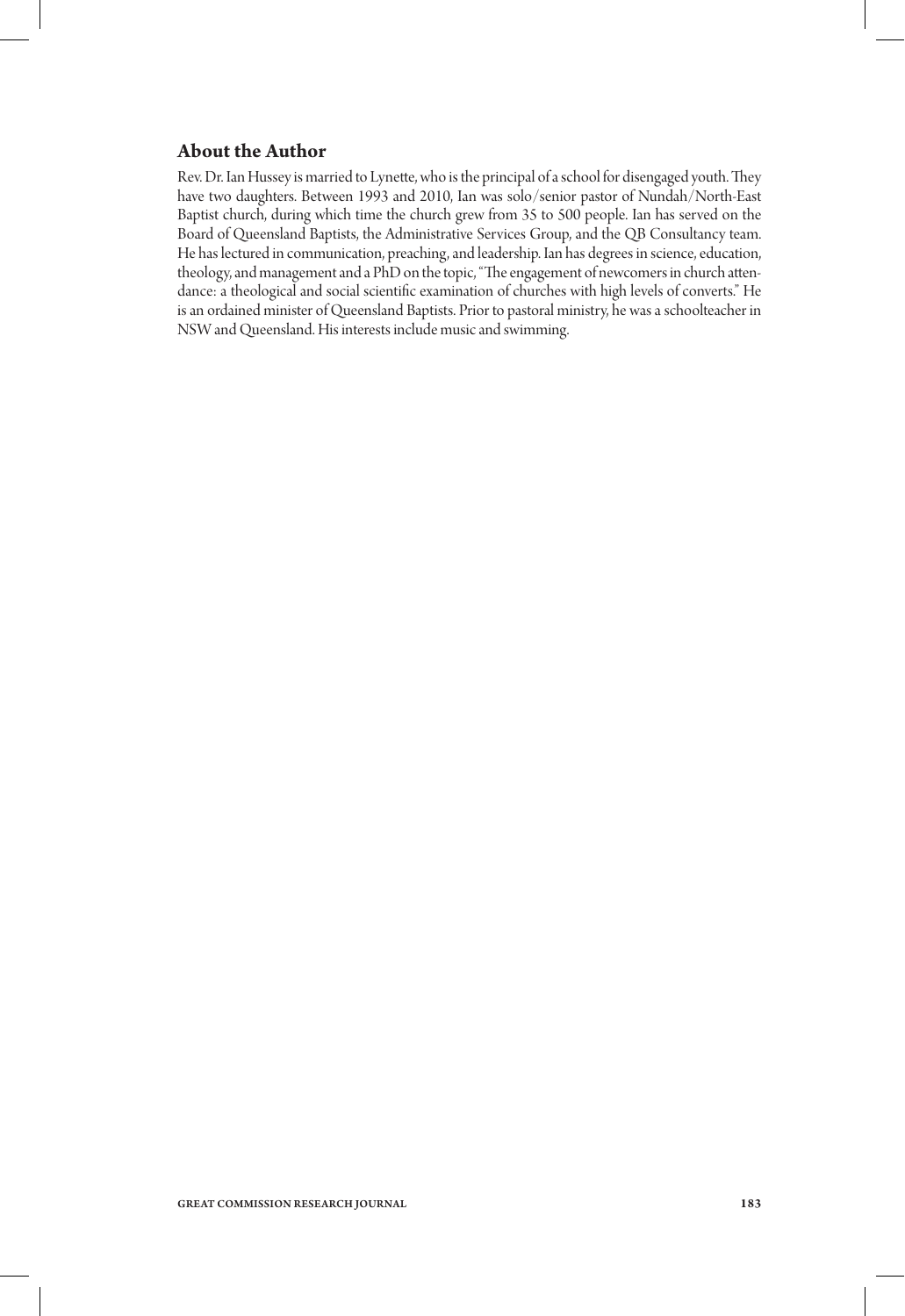## About the Author

Rev. Dr. Ian Hussey is married to Lynette, who is the principal of a school for disengaged youth. They have two daughters. Between 1993 and 2010, Ian was solo/senior pastor of Nundah/North-East Baptist church, during which time the church grew from 35 to 500 people. Ian has served on the Board of Queensland Baptists, the Administrative Services Group, and the QB Consultancy team. He has lectured in communication, preaching, and leadership. Ian has degrees in science, education, theology, and management and a PhD on the topic, "The engagement of newcomers in church attendance: a theological and social scientific examination of churches with high levels of converts." He is an ordained minister of Queensland Baptists. Prior to pastoral ministry, he was a schoolteacher in NSW and Queensland. His interests include music and swimming.